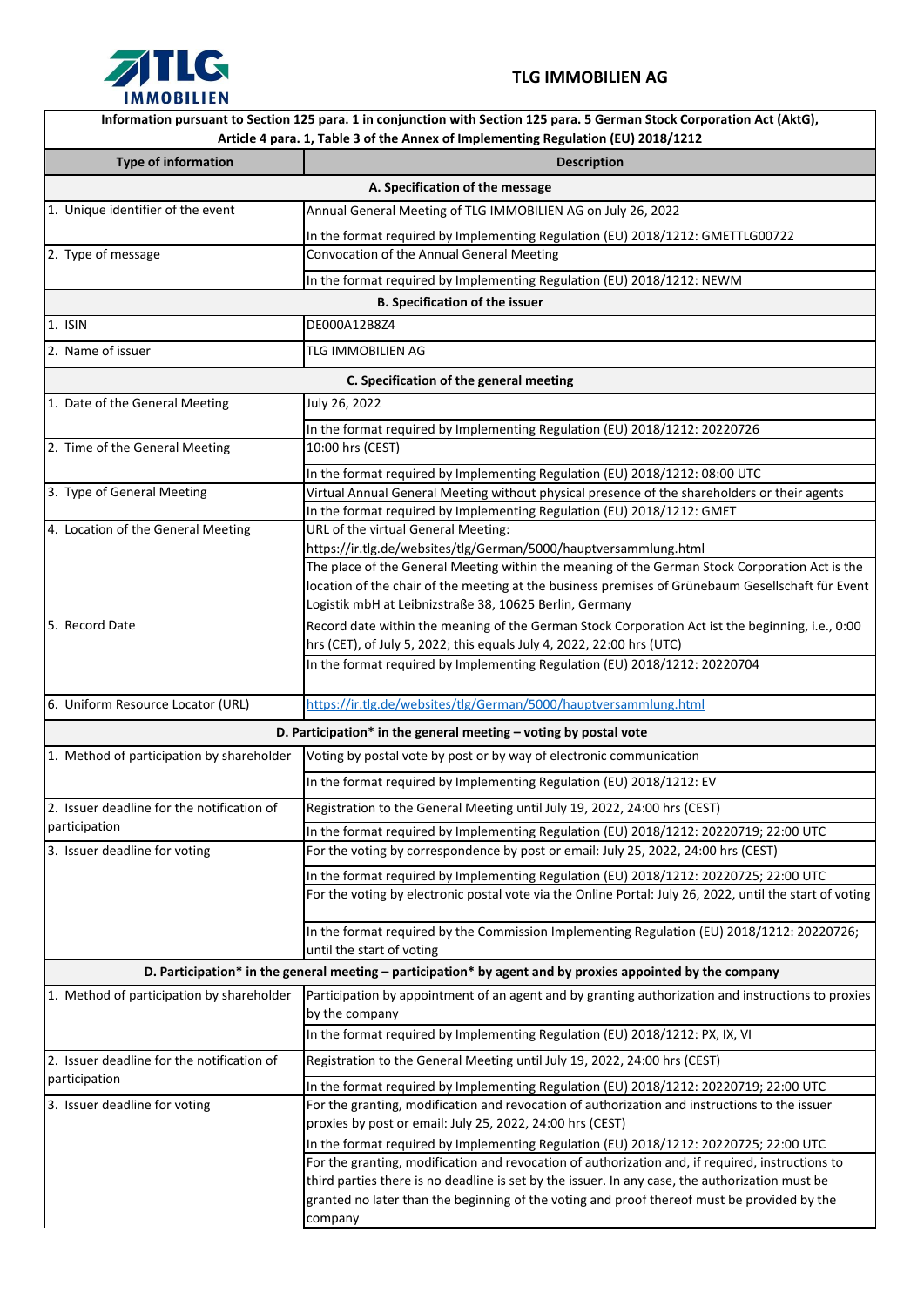# TLG IMMOBILIEN AG

**Information pursuant to Section 125 para. 1 in conjunction with Section 125 para. 5 German Stock Corporation Act (AktG), Article 4 para. 1, Table 3 of the Annex of Implementing Regulation (EU) 2018/1212**

| Type of information | Description |
|---|---|
| **A. Specification of the message** | |
| 1. Unique identifier of the event | Annual General Meeting of TLG IMMOBILIEN AG on July 26, 2022 |
| | In the format required by Implementing Regulation (EU) 2018/1212: GMETTLG00722 |
| 2. Type of message | Convocation of the Annual General Meeting |
| | In the format required by Implementing Regulation (EU) 2018/1212: NEWM |
| **B. Specification of the issuer** | |
| 1. ISIN | DE000A12B8Z4 |
| 2. Name of issuer | TLG IMMOBILIEN AG |
| **C. Specification of the general meeting** | |
| 1. Date of the General Meeting | July 26, 2022 |
| | In the format required by Implementing Regulation (EU) 2018/1212: 20220726 |
| 2. Time of the General Meeting | 10:00 hrs (CEST) |
| | In the format required by Implementing Regulation (EU) 2018/1212: 08:00 UTC |
| 3. Type of General Meeting | Virtual Annual General Meeting without physical presence of the shareholders or their agents |
| | In the format required by Implementing Regulation (EU) 2018/1212: GMET |
| 4. Location of the General Meeting | URL of the virtual General Meeting: https://ir.tlg.de/websites/tlg/German/5000/hauptversammlung.html |
| | The place of the General Meeting within the meaning of the German Stock Corporation Act is the location of the chair of the meeting at the business premises of Grünebaum Gesellschaft für Event Logistik mbH at Leibnizstraße 38, 10625 Berlin, Germany |
| 5. Record Date | Record date within the meaning of the German Stock Corporation Act ist the beginning, i.e., 0:00 hrs (CET), of July 5, 2022; this equals July 4, 2022, 22:00 hrs (UTC) |
| | In the format required by Implementing Regulation (EU) 2018/1212: 20220704 |
| 6. Uniform Resource Locator (URL) | https://ir.tlg.de/websites/tlg/German/5000/hauptversammlung.html |
| **D. Participation* in the general meeting – voting by postal vote** | |
| 1. Method of participation by shareholder | Voting by postal vote by post or by way of electronic communication |
| | In the format required by Implementing Regulation (EU) 2018/1212: EV |
| 2. Issuer deadline for the notification of participation | Registration to the General Meeting until July 19, 2022, 24:00 hrs (CEST) |
| | In the format required by Implementing Regulation (EU) 2018/1212: 20220719; 22:00 UTC |
| 3. Issuer deadline for voting | For the voting by correspondence by post or email: July 25, 2022, 24:00 hrs (CEST) |
| | In the format required by Implementing Regulation (EU) 2018/1212: 20220725; 22:00 UTC |
| | For the voting by electronic postal vote via the Online Portal: July 26, 2022, until the start of voting |
| | In the format required by the Commission Implementing Regulation (EU) 2018/1212: 20220726; until the start of voting |
| **D. Participation* in the general meeting – participation* by agent and by proxies appointed by the company** | |
| 1. Method of participation by shareholder | Participation by appointment of an agent and by granting authorization and instructions to proxies by the company |
| | In the format required by Implementing Regulation (EU) 2018/1212: PX, IX, VI |
| 2. Issuer deadline for the notification of participation | Registration to the General Meeting until July 19, 2022, 24:00 hrs (CEST) |
| | In the format required by Implementing Regulation (EU) 2018/1212: 20220719; 22:00 UTC |
| 3. Issuer deadline for voting | For the granting, modification and revocation of authorization and instructions to the issuer proxies by post or email: July 25, 2022, 24:00 hrs (CEST) |
| | In the format required by Implementing Regulation (EU) 2018/1212: 20220725; 22:00 UTC |
| | For the granting, modification and revocation of authorization and, if required, instructions to third parties there is no deadline is set by the issuer. In any case, the authorization must be granted no later than the beginning of the voting and proof thereof must be provided by the company |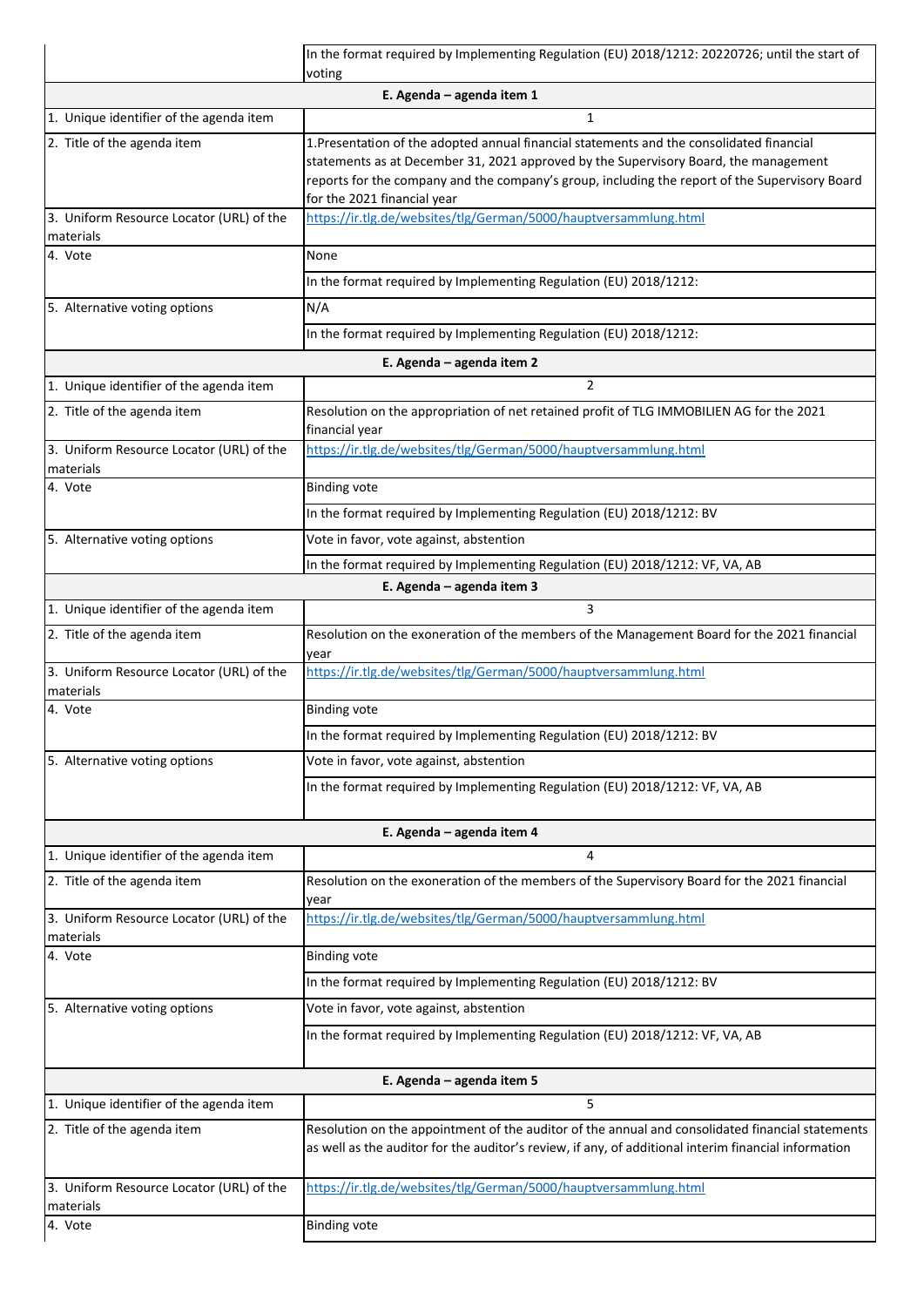| | |
|---|---|
| | In the format required by Implementing Regulation (EU) 2018/1212: 20220726; until the start of voting |
| **E. Agenda – agenda item 1** | |
| 1. Unique identifier of the agenda item | 1 |
| 2. Title of the agenda item | 1.Presentation of the adopted annual financial statements and the consolidated financial statements as at December 31, 2021 approved by the Supervisory Board, the management reports for the company and the company's group, including the report of the Supervisory Board for the 2021 financial year |
| 3. Uniform Resource Locator (URL) of the materials | https://ir.tlg.de/websites/tlg/German/5000/hauptversammlung.html |
| 4. Vote | None |
| | In the format required by Implementing Regulation (EU) 2018/1212: |
| 5. Alternative voting options | N/A |
| | In the format required by Implementing Regulation (EU) 2018/1212: |
| **E. Agenda – agenda item 2** | |
| 1. Unique identifier of the agenda item | 2 |
| 2. Title of the agenda item | Resolution on the appropriation of net retained profit of TLG IMMOBILIEN AG for the 2021 financial year |
| 3. Uniform Resource Locator (URL) of the materials | https://ir.tlg.de/websites/tlg/German/5000/hauptversammlung.html |
| 4. Vote | Binding vote |
| | In the format required by Implementing Regulation (EU) 2018/1212: BV |
| 5. Alternative voting options | Vote in favor, vote against, abstention |
| | In the format required by Implementing Regulation (EU) 2018/1212: VF, VA, AB |
| **E. Agenda – agenda item 3** | |
| 1. Unique identifier of the agenda item | 3 |
| 2. Title of the agenda item | Resolution on the exoneration of the members of the Management Board for the 2021 financial year |
| 3. Uniform Resource Locator (URL) of the materials | https://ir.tlg.de/websites/tlg/German/5000/hauptversammlung.html |
| 4. Vote | Binding vote |
| | In the format required by Implementing Regulation (EU) 2018/1212: BV |
| 5. Alternative voting options | Vote in favor, vote against, abstention |
| | In the format required by Implementing Regulation (EU) 2018/1212: VF, VA, AB |
| **E. Agenda – agenda item 4** | |
| 1. Unique identifier of the agenda item | 4 |
| 2. Title of the agenda item | Resolution on the exoneration of the members of the Supervisory Board for the 2021 financial year |
| 3. Uniform Resource Locator (URL) of the materials | https://ir.tlg.de/websites/tlg/German/5000/hauptversammlung.html |
| 4. Vote | Binding vote |
| | In the format required by Implementing Regulation (EU) 2018/1212: BV |
| 5. Alternative voting options | Vote in favor, vote against, abstention |
| | In the format required by Implementing Regulation (EU) 2018/1212: VF, VA, AB |
| **E. Agenda – agenda item 5** | |
| 1. Unique identifier of the agenda item | 5 |
| 2. Title of the agenda item | Resolution on the appointment of the auditor of the annual and consolidated financial statements as well as the auditor for the auditor's review, if any, of additional interim financial information |
| 3. Uniform Resource Locator (URL) of the materials | https://ir.tlg.de/websites/tlg/German/5000/hauptversammlung.html |
| 4. Vote | Binding vote |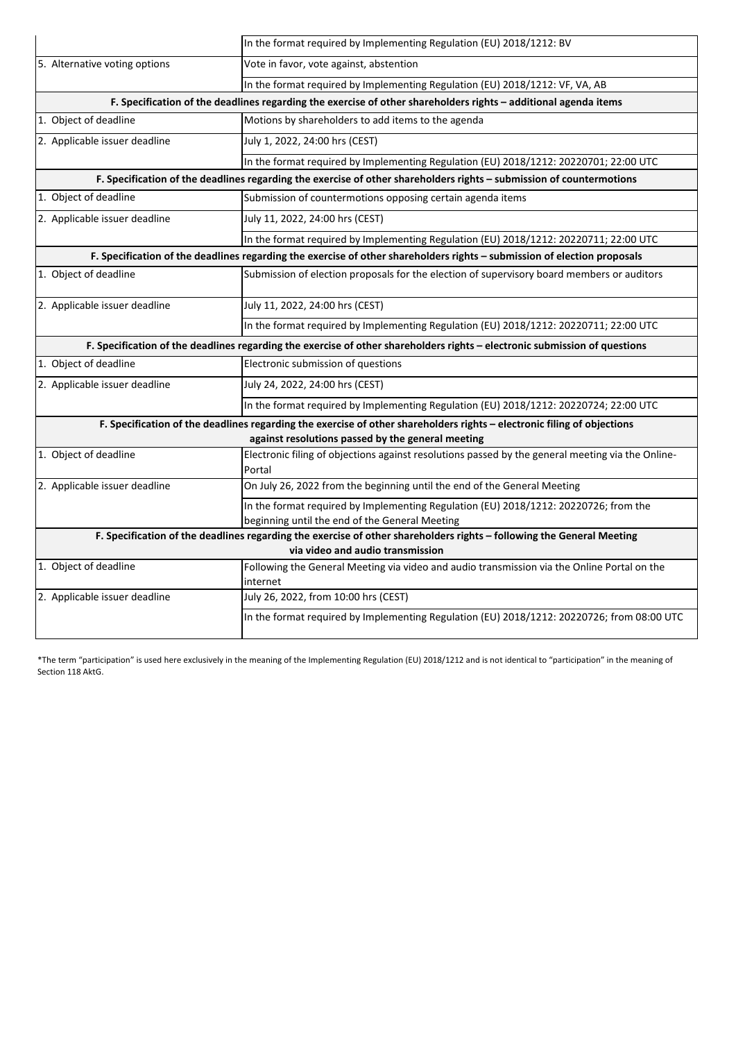| | |
|---|---|
| | In the format required by Implementing Regulation (EU) 2018/1212: BV |
| 5. Alternative voting options | Vote in favor, vote against, abstention |
| | In the format required by Implementing Regulation (EU) 2018/1212: VF, VA, AB |
| **F. Specification of the deadlines regarding the exercise of other shareholders rights – additional agenda items** | |
| 1. Object of deadline | Motions by shareholders to add items to the agenda |
| 2. Applicable issuer deadline | July 1, 2022, 24:00 hrs (CEST) |
| | In the format required by Implementing Regulation (EU) 2018/1212: 20220701; 22:00 UTC |
| **F. Specification of the deadlines regarding the exercise of other shareholders rights – submission of countermotions** | |
| 1. Object of deadline | Submission of countermotions opposing certain agenda items |
| 2. Applicable issuer deadline | July 11, 2022, 24:00 hrs (CEST) |
| | In the format required by Implementing Regulation (EU) 2018/1212: 20220711; 22:00 UTC |
| **F. Specification of the deadlines regarding the exercise of other shareholders rights – submission of election proposals** | |
| 1. Object of deadline | Submission of election proposals for the election of supervisory board members or auditors |
| 2. Applicable issuer deadline | July 11, 2022, 24:00 hrs (CEST) |
| | In the format required by Implementing Regulation (EU) 2018/1212: 20220711; 22:00 UTC |
| **F. Specification of the deadlines regarding the exercise of other shareholders rights – electronic submission of questions** | |
| 1. Object of deadline | Electronic submission of questions |
| 2. Applicable issuer deadline | July 24, 2022, 24:00 hrs (CEST) |
| | In the format required by Implementing Regulation (EU) 2018/1212: 20220724; 22:00 UTC |
| **F. Specification of the deadlines regarding the exercise of other shareholders rights – electronic filing of objections against resolutions passed by the general meeting** | |
| 1. Object of deadline | Electronic filing of objections against resolutions passed by the general meeting via the Online-Portal |
| 2. Applicable issuer deadline | On July 26, 2022 from the beginning until the end of the General Meeting |
| | In the format required by Implementing Regulation (EU) 2018/1212: 20220726; from the beginning until the end of the General Meeting |
| **F. Specification of the deadlines regarding the exercise of other shareholders rights – following the General Meeting via video and audio transmission** | |
| 1. Object of deadline | Following the General Meeting via video and audio transmission via the Online Portal on the internet |
| 2. Applicable issuer deadline | July 26, 2022, from 10:00 hrs (CEST) |
| | In the format required by Implementing Regulation (EU) 2018/1212: 20220726; from 08:00 UTC |

*The term "participation" is used here exclusively in the meaning of the Implementing Regulation (EU) 2018/1212 and is not identical to "participation" in the meaning of Section 118 AktG.